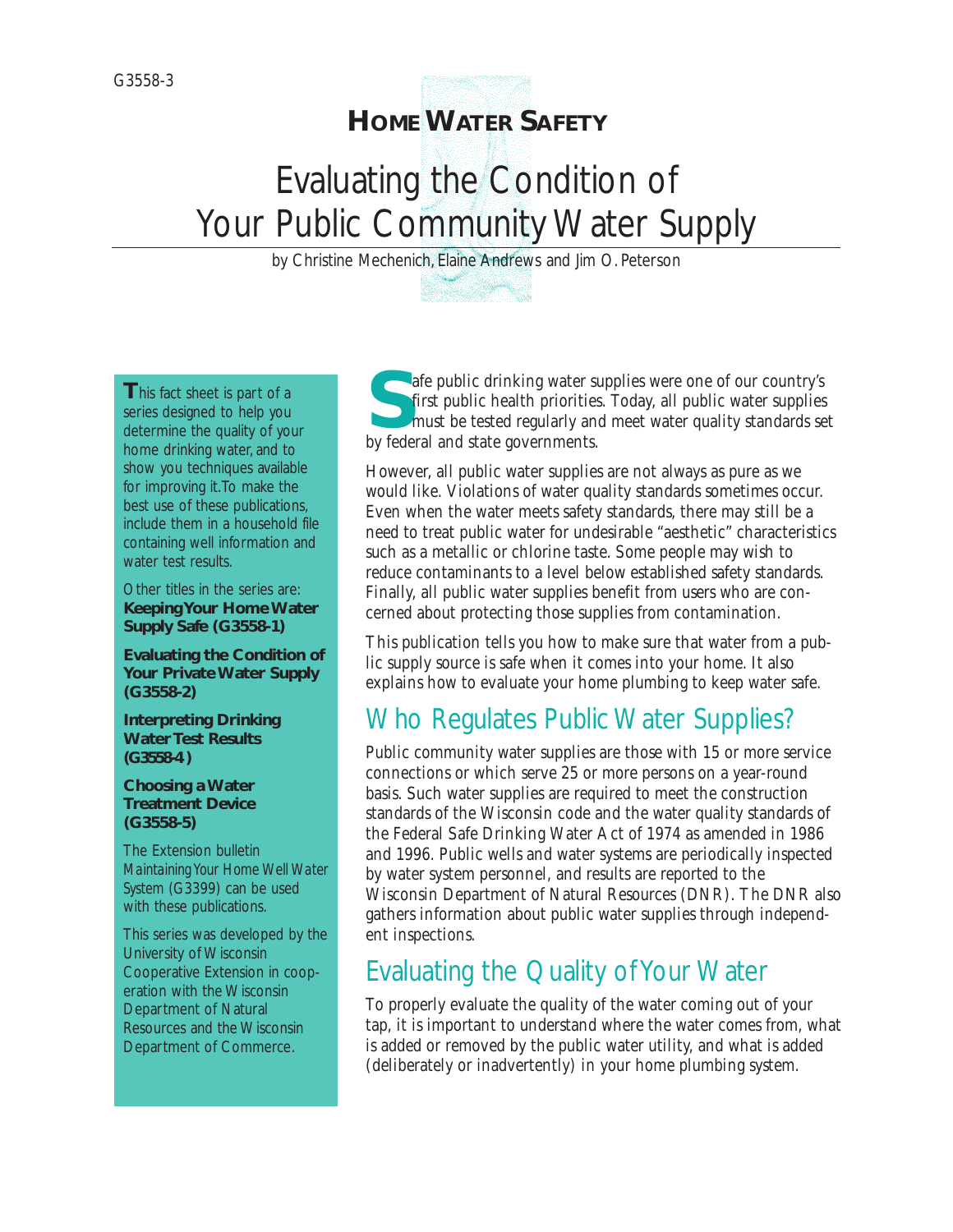G3558-3

**HOME WATER SAFETY**

# Evaluating the Condition of Your Public Community Water Supply

by Christine Mechenich, Elaine Andrews and Jim O. Peterson

Safe public drinking water supplies were one of our country's first public health priorities. Today, all public water supplies must be tested regularly and meet water quality standards set by federal and state governments.

However, all public water supplies are not always as pure as we would like. Violations of water quality standards sometimes occur. Even when the water meets safety standards, there may still be a need to treat public water for undesirable "aesthetic" characteristics such as a metallic or chlorine taste. Some people may wish to reduce contaminants to a level below established safety standards. Finally, all public water supplies benefit from users who are concerned about protecting those supplies from contamination.

This publication tells you how to make sure that water from a public supply source is safe when it comes into your home. It also explains how to evaluate your home plumbing to keep water safe.

## Who Regulates Public Water Supplies?

Public community water supplies are those with 15 or more service connections or which serve 25 or more persons on a year-round basis. Such water supplies are required to meet the construction standards of the Wisconsin code and the water quality standards of the Federal Safe Drinking Water Act of 1974 as amended in 1986 and 1996. Public wells and water systems are periodically inspected by water system personnel, and results are reported to the Wisconsin Department of Natural Resources (DNR). The DNR also gathers information about public water supplies through independent inspections.

## Evaluating the Quality of Your Water

To properly evaluate the quality of the water coming out of your tap, it is important to understand where the water comes from, what is added or removed by the public water utility, and what is added (deliberately or inadvertently) in your home plumbing system.

---

This fact sheet is part of a series designed to help you determine the quality of your home drinking water, and to show you techniques available for improving it. To make the best use of these publications, include them in a household file containing well information and water test results.

Other titles in the series are:

**Keeping Your Home Water Supply Safe (G3558-1)**

**Evaluating the Condition of Your Private Water Supply (G3558-2)**

**Interpreting Drinking Water Test Results (G3558-4)**

**Choosing a Water Treatment Device (G3558-5)**

The Extension bulletin *Maintaining Your Home Well Water System* (G3399) can be used with these publications.

This series was developed by the University of Wisconsin Cooperative Extension in cooperation with the Wisconsin Department of Natural Resources and the Wisconsin Department of Commerce.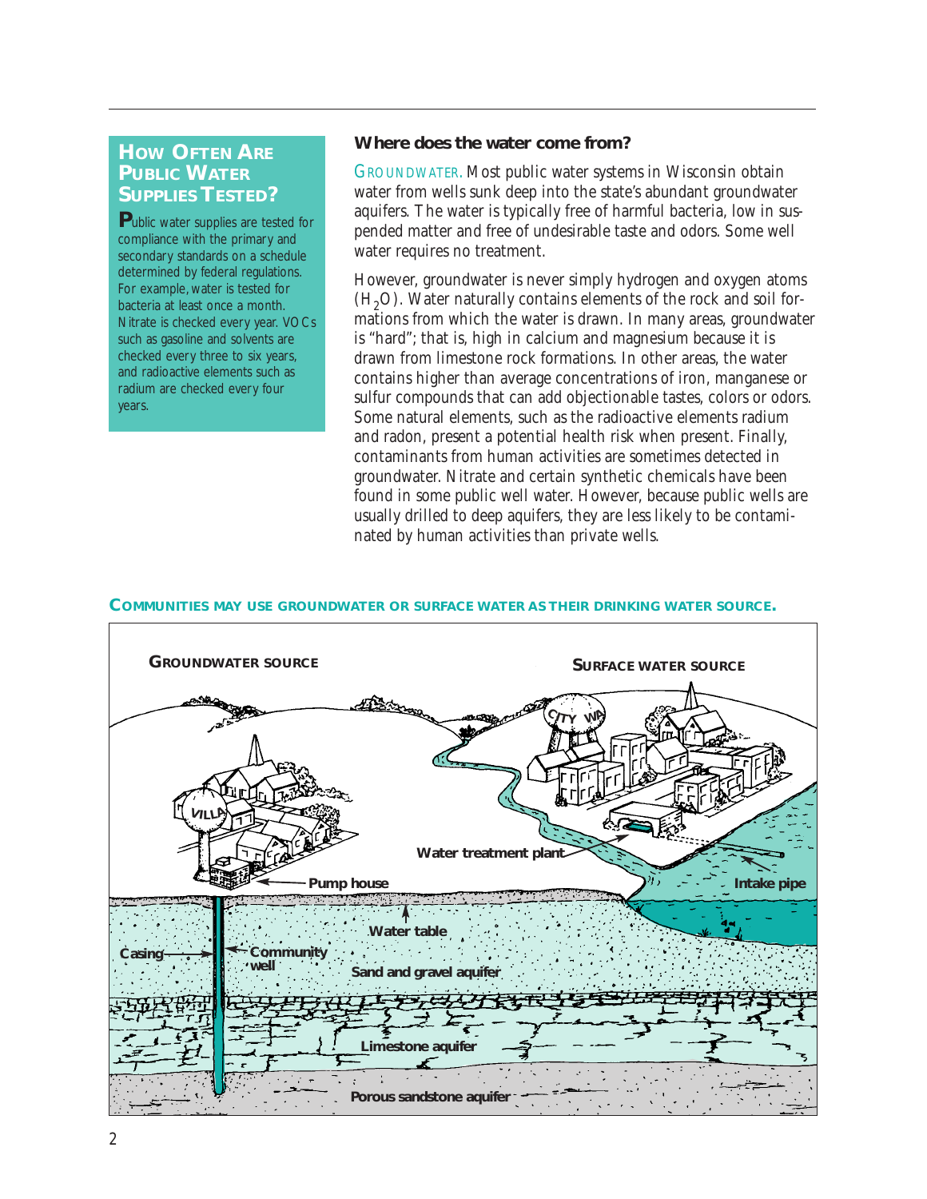## How Often Are Public Water Supplies Tested?

**P**ublic water supplies are tested for compliance with the primary and secondary standards on a schedule determined by federal regulations. For example, water is tested for bacteria at least once a month. Nitrate is checked every year. VOCs such as gasoline and solvents are checked every three to six years, and radioactive elements such as radium are checked every four years.

### Where does the water come from?

GROUNDWATER. Most public water systems in Wisconsin obtain water from wells sunk deep into the state's abundant groundwater aquifers. The water is typically free of harmful bacteria, low in suspended matter and free of undesirable taste and odors. Some well water requires no treatment.

However, groundwater is never simply hydrogen and oxygen atoms ($H_2O$). Water naturally contains elements of the rock and soil formations from which the water is drawn. In many areas, groundwater is "hard"; that is, high in calcium and magnesium because it is drawn from limestone rock formations. In other areas, the water contains higher than average concentrations of iron, manganese or sulfur compounds that can add objectionable tastes, colors or odors. Some natural elements, such as the radioactive elements radium and radon, present a potential health risk when present. Finally, contaminants from human activities are sometimes detected in groundwater. Nitrate and certain synthetic chemicals have been found in some public well water. However, because public wells are usually drilled to deep aquifers, they are less likely to be contaminated by human activities than private wells.

**COMMUNITIES MAY USE GROUNDWATER OR SURFACE WATER AS THEIR DRINKING WATER SOURCE.**

GROUNDWATER SOURCE — SURFACE WATER SOURCE

Water treatment plant — Intake pipe — Pump house — Water table — Casing — Community well — Sand and gravel aquifer — Limestone aquifer — Porous sandstone aquifer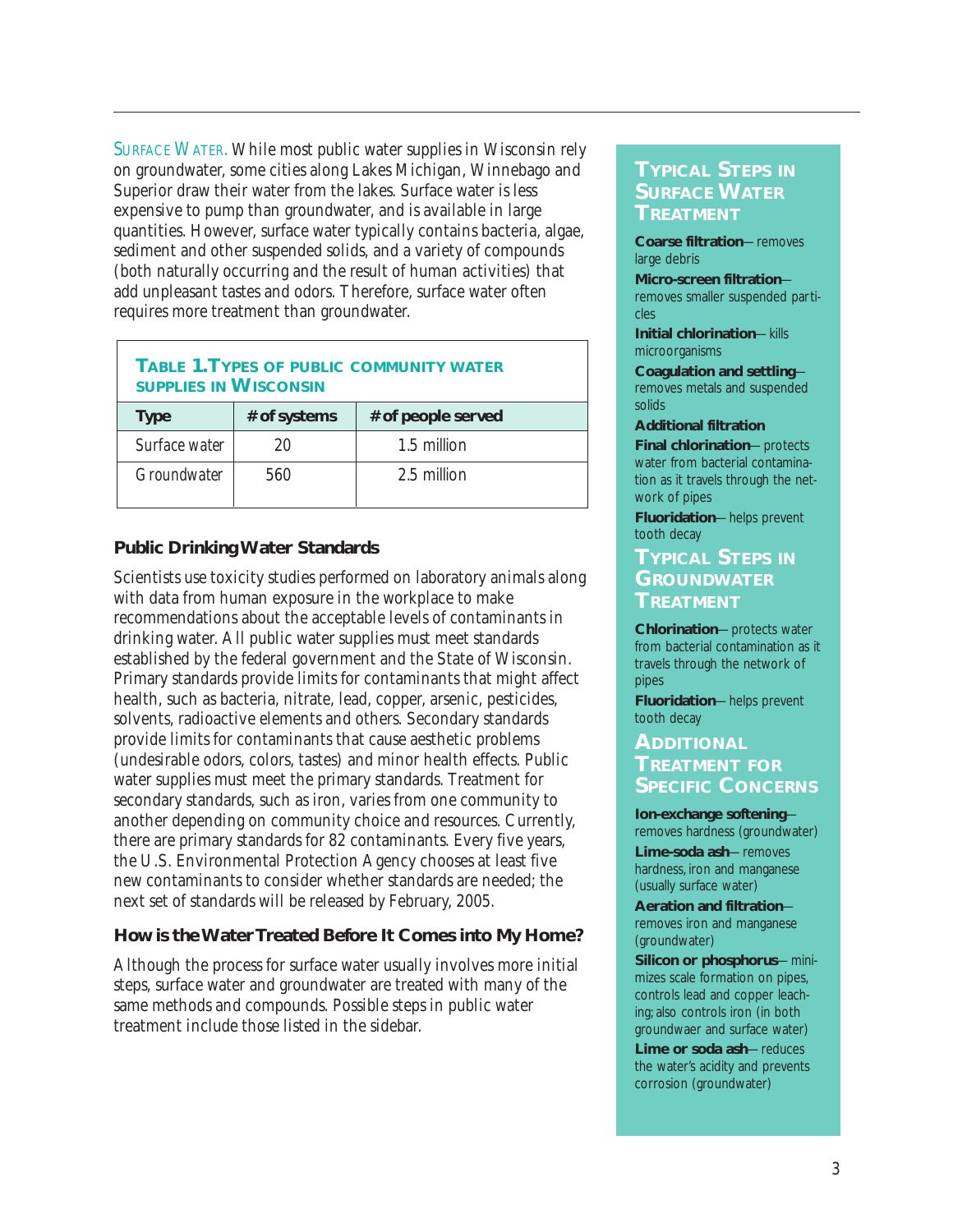**SURFACE WATER.** While most public water supplies in Wisconsin rely on groundwater, some cities along Lakes Michigan, Winnebago and Superior draw their water from the lakes. Surface water is less expensive to pump than groundwater, and is available in large quantities. However, surface water typically contains bacteria, algae, sediment and other suspended solids, and a variety of compounds (both naturally occurring and the result of human activities) that add unpleasant tastes and odors. Therefore, surface water often requires more treatment than groundwater.

**TABLE 1. TYPES OF PUBLIC COMMUNITY WATER SUPPLIES IN WISCONSIN**

| Type | # of systems | # of people served |
|---|---|---|
| Surface water | 20 | 1.5 million |
| Groundwater | 560 | 2.5 million |

### Public Drinking Water Standards

Scientists use toxicity studies performed on laboratory animals along with data from human exposure in the workplace to make recommendations about the acceptable levels of contaminants in drinking water. All public water supplies must meet standards established by the federal government and the State of Wisconsin. Primary standards provide limits for contaminants that might affect health, such as bacteria, nitrate, lead, copper, arsenic, pesticides, solvents, radioactive elements and others. Secondary standards provide limits for contaminants that cause aesthetic problems (undesirable odors, colors, tastes) and minor health effects. Public water supplies must meet the primary standards. Treatment for secondary standards, such as iron, varies from one community to another depending on community choice and resources. Currently, there are primary standards for 82 contaminants. Every five years, the U.S. Environmental Protection Agency chooses at least five new contaminants to consider whether standards are needed; the next set of standards will be released by February, 2005.

### How is the Water Treated Before It Comes into My Home?

Although the process for surface water usually involves more initial steps, surface water and groundwater are treated with many of the same methods and compounds. Possible steps in public water treatment include those listed in the sidebar.

## TYPICAL STEPS IN SURFACE WATER TREATMENT

**Coarse filtration**—removes large debris

**Micro-screen filtration**—removes smaller suspended particles

**Initial chlorination**—kills microorganisms

**Coagulation and settling**—removes metals and suspended solids

**Additional filtration**

**Final chlorination**—protects water from bacterial contamination as it travels through the network of pipes

**Fluoridation**—helps prevent tooth decay

## TYPICAL STEPS IN GROUNDWATER TREATMENT

**Chlorination**—protects water from bacterial contamination as it travels through the network of pipes

**Fluoridation**—helps prevent tooth decay

## ADDITIONAL TREATMENT FOR SPECIFIC CONCERNS

**Ion-exchange softening**—removes hardness (groundwater)

**Lime-soda ash**—removes hardness, iron and manganese (usually surface water)

**Aeration and filtration**—removes iron and manganese (groundwater)

**Silicon or phosphorus**—minimizes scale formation on pipes, controls lead and copper leaching; also controls iron (in both groundwaer and surface water)

**Lime or soda ash**—reduces the water's acidity and prevents corrosion (groundwater)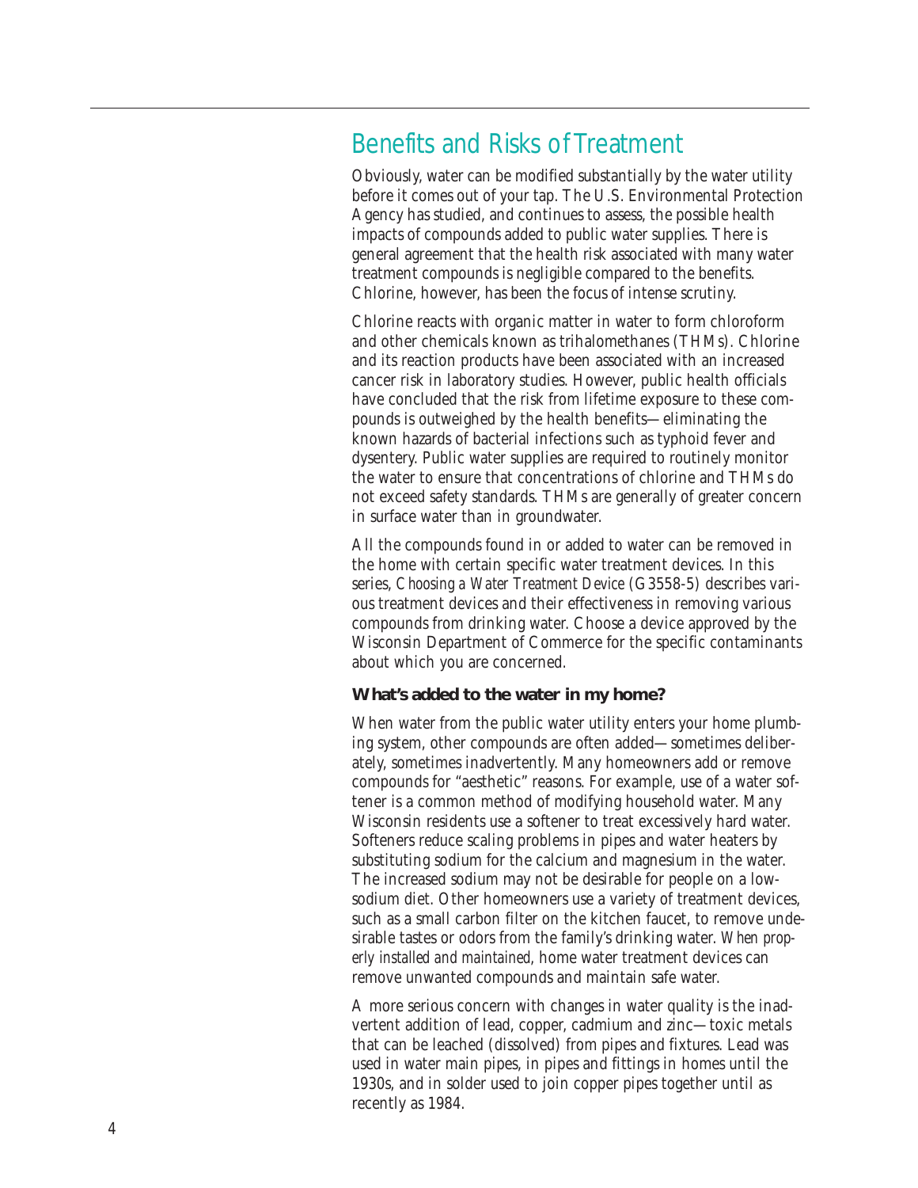## Benefits and Risks of Treatment

Obviously, water can be modified substantially by the water utility before it comes out of your tap. The U.S. Environmental Protection Agency has studied, and continues to assess, the possible health impacts of compounds added to public water supplies. There is general agreement that the health risk associated with many water treatment compounds is negligible compared to the benefits. Chlorine, however, has been the focus of intense scrutiny.

Chlorine reacts with organic matter in water to form chloroform and other chemicals known as trihalomethanes (THMs). Chlorine and its reaction products have been associated with an increased cancer risk in laboratory studies. However, public health officials have concluded that the risk from lifetime exposure to these compounds is outweighed by the health benefits—eliminating the known hazards of bacterial infections such as typhoid fever and dysentery. Public water supplies are required to routinely monitor the water to ensure that concentrations of chlorine and THMs do not exceed safety standards. THMs are generally of greater concern in surface water than in groundwater.

All the compounds found in or added to water can be removed in the home with certain specific water treatment devices. In this series, *Choosing a Water Treatment Device* (G3558-5) describes various treatment devices and their effectiveness in removing various compounds from drinking water. Choose a device approved by the Wisconsin Department of Commerce for the specific contaminants about which you are concerned.

### What's added to the water in my home?

When water from the public water utility enters your home plumbing system, other compounds are often added—sometimes deliberately, sometimes inadvertently. Many homeowners add or remove compounds for "aesthetic" reasons. For example, use of a water softener is a common method of modifying household water. Many Wisconsin residents use a softener to treat excessively hard water. Softeners reduce scaling problems in pipes and water heaters by substituting sodium for the calcium and magnesium in the water. The increased sodium may not be desirable for people on a low-sodium diet. Other homeowners use a variety of treatment devices, such as a small carbon filter on the kitchen faucet, to remove undesirable tastes or odors from the family's drinking water. *When properly installed and maintained*, home water treatment devices can remove unwanted compounds and maintain safe water.

A more serious concern with changes in water quality is the inadvertent addition of lead, copper, cadmium and zinc—toxic metals that can be leached (dissolved) from pipes and fixtures. Lead was used in water main pipes, in pipes and fittings in homes until the 1930s, and in solder used to join copper pipes together until as recently as 1984.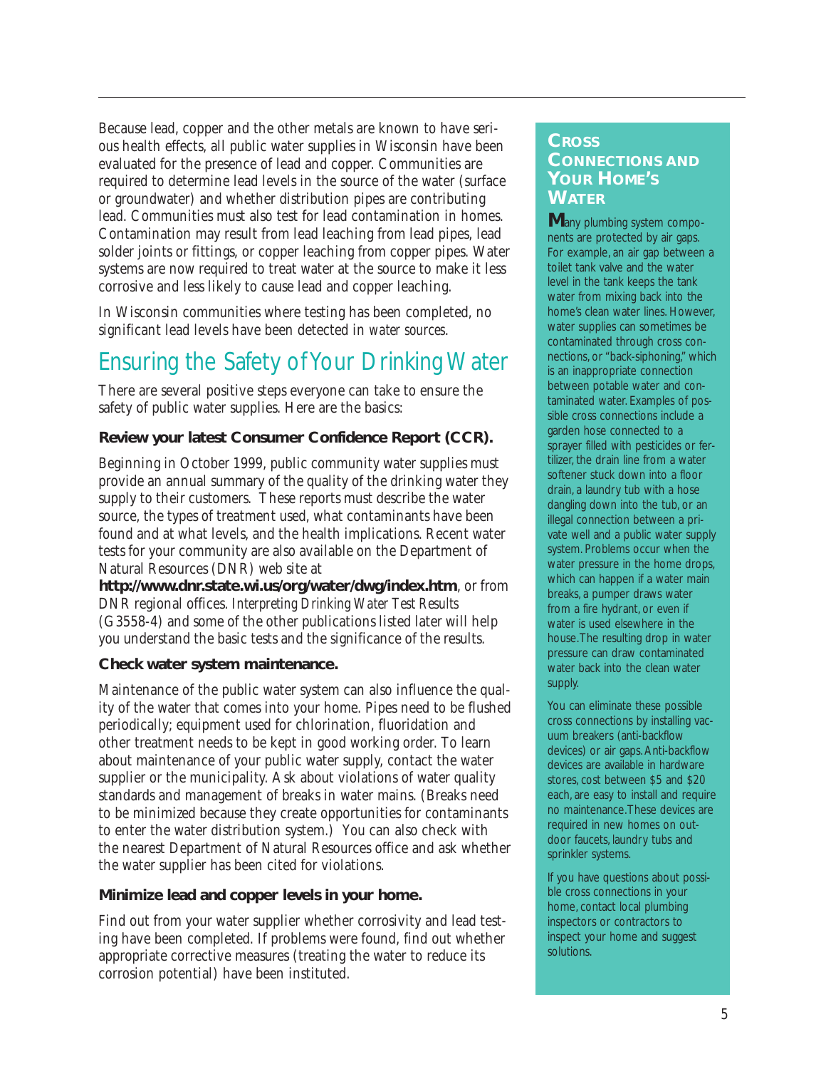Because lead, copper and the other metals are known to have serious health effects, all public water supplies in Wisconsin have been evaluated for the presence of lead and copper. Communities are required to determine lead levels in the source of the water (surface or groundwater) and whether distribution pipes are contributing lead. Communities must also test for lead contamination in homes. Contamination may result from lead leaching from lead pipes, lead solder joints or fittings, or copper leaching from copper pipes. Water systems are now required to treat water at the source to make it less corrosive and less likely to cause lead and copper leaching.

In Wisconsin communities where testing has been completed, no significant lead levels have been detected in *water sources.*

## Ensuring the Safety of Your Drinking Water

There are several positive steps everyone can take to ensure the safety of public water supplies. Here are the basics:

### Review your latest Consumer Confidence Report (CCR).

Beginning in October 1999, public community water supplies must provide an annual summary of the quality of the drinking water they supply to their customers. These reports must describe the water source, the types of treatment used, what contaminants have been found and at what levels, and the health implications. Recent water tests for your community are also available on the Department of Natural Resources (DNR) web site at **http://www.dnr.state.wi.us/org/water/dwg/index.htm**, or from DNR regional offices. *Interpreting Drinking Water Test Results* (G3558-4) and some of the other publications listed later will help you understand the basic tests and the significance of the results.

### Check water system maintenance.

Maintenance of the public water system can also influence the quality of the water that comes into your home. Pipes need to be flushed periodically; equipment used for chlorination, fluoridation and other treatment needs to be kept in good working order. To learn about maintenance of your public water supply, contact the water supplier or the municipality. Ask about violations of water quality standards and management of breaks in water mains. (Breaks need to be minimized because they create opportunities for contaminants to enter the water distribution system.) You can also check with the nearest Department of Natural Resources office and ask whether the water supplier has been cited for violations.

### Minimize lead and copper levels in your home.

Find out from your water supplier whether corrosivity and lead testing have been completed. If problems were found, find out whether appropriate corrective measures (treating the water to reduce its corrosion potential) have been instituted.

## Cross Connections and Your Home's Water

Many plumbing system components are protected by air gaps. For example, an air gap between a toilet tank valve and the water level in the tank keeps the tank water from mixing back into the home's clean water lines. However, water supplies can sometimes be contaminated through cross connections, or "back-siphoning," which is an inappropriate connection between potable water and contaminated water. Examples of possible cross connections include a garden hose connected to a sprayer filled with pesticides or fertilizer, the drain line from a water softener stuck down into a floor drain, a laundry tub with a hose dangling down into the tub, or an illegal connection between a private well and a public water supply system. Problems occur when the water pressure in the home drops, which can happen if a water main breaks, a pumper draws water from a fire hydrant, or even if water is used elsewhere in the house. The resulting drop in water pressure can draw contaminated water back into the clean water supply.

You can eliminate these possible cross connections by installing vacuum breakers (anti-backflow devices) or air gaps. Anti-backflow devices are available in hardware stores, cost between $5 and $20 each, are easy to install and require no maintenance. These devices are required in new homes on outdoor faucets, laundry tubs and sprinkler systems.

If you have questions about possible cross connections in your home, contact local plumbing inspectors or contractors to inspect your home and suggest solutions.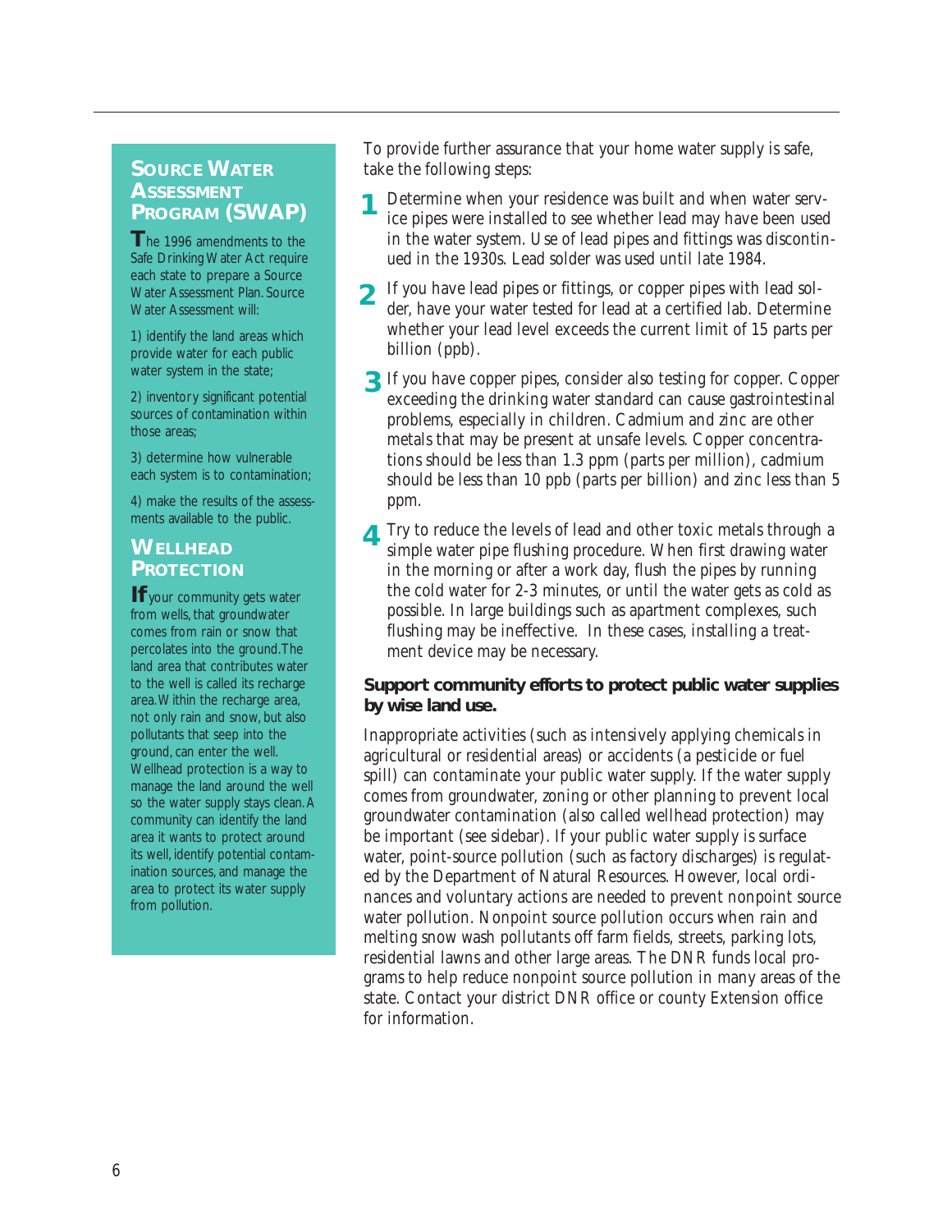To provide further assurance that your home water supply is safe, take the following steps:

1. Determine when your residence was built and when water service pipes were installed to see whether lead may have been used in the water system. Use of lead pipes and fittings was discontinued in the 1930s. Lead solder was used until late 1984.

2. If you have lead pipes or fittings, or copper pipes with lead solder, have your water tested for lead at a certified lab. Determine whether your lead level exceeds the current limit of 15 parts per billion (ppb).

3. If you have copper pipes, consider also testing for copper. Copper exceeding the drinking water standard can cause gastrointestinal problems, especially in children. Cadmium and zinc are other metals that may be present at unsafe levels. Copper concentrations should be less than 1.3 ppm (parts per million), cadmium should be less than 10 ppb (parts per billion) and zinc less than 5 ppm.

4. Try to reduce the levels of lead and other toxic metals through a simple water pipe flushing procedure. When first drawing water in the morning or after a work day, flush the pipes by running the cold water for 2-3 minutes, or until the water gets as cold as possible. In large buildings such as apartment complexes, such flushing may be ineffective. In these cases, installing a treatment device may be necessary.

**Support community efforts to protect public water supplies by wise land use.**

Inappropriate activities (such as intensively applying chemicals in agricultural or residential areas) or accidents (a pesticide or fuel spill) can contaminate your public water supply. If the water supply comes from groundwater, zoning or other planning to prevent local groundwater contamination (also called wellhead protection) may be important (see sidebar). If your public water supply is surface water, point-source pollution (such as factory discharges) is regulated by the Department of Natural Resources. However, local ordinances and voluntary actions are needed to prevent nonpoint source water pollution. Nonpoint source pollution occurs when rain and melting snow wash pollutants off farm fields, streets, parking lots, residential lawns and other large areas. The DNR funds local programs to help reduce nonpoint source pollution in many areas of the state. Contact your district DNR office or county Extension office for information.

## Source Water Assessment Program (SWAP)

The 1996 amendments to the Safe Drinking Water Act require each state to prepare a Source Water Assessment Plan. Source Water Assessment will:

1) identify the land areas which provide water for each public water system in the state;

2) inventory significant potential sources of contamination within those areas;

3) determine how vulnerable each system is to contamination;

4) make the results of the assessments available to the public.

## Wellhead Protection

If your community gets water from wells, that groundwater comes from rain or snow that percolates into the ground. The land area that contributes water to the well is called its recharge area. Within the recharge area, not only rain and snow, but also pollutants that seep into the ground, can enter the well. Wellhead protection is a way to manage the land around the well so the water supply stays clean. A community can identify the land area it wants to protect around its well, identify potential contamination sources, and manage the area to protect its water supply from pollution.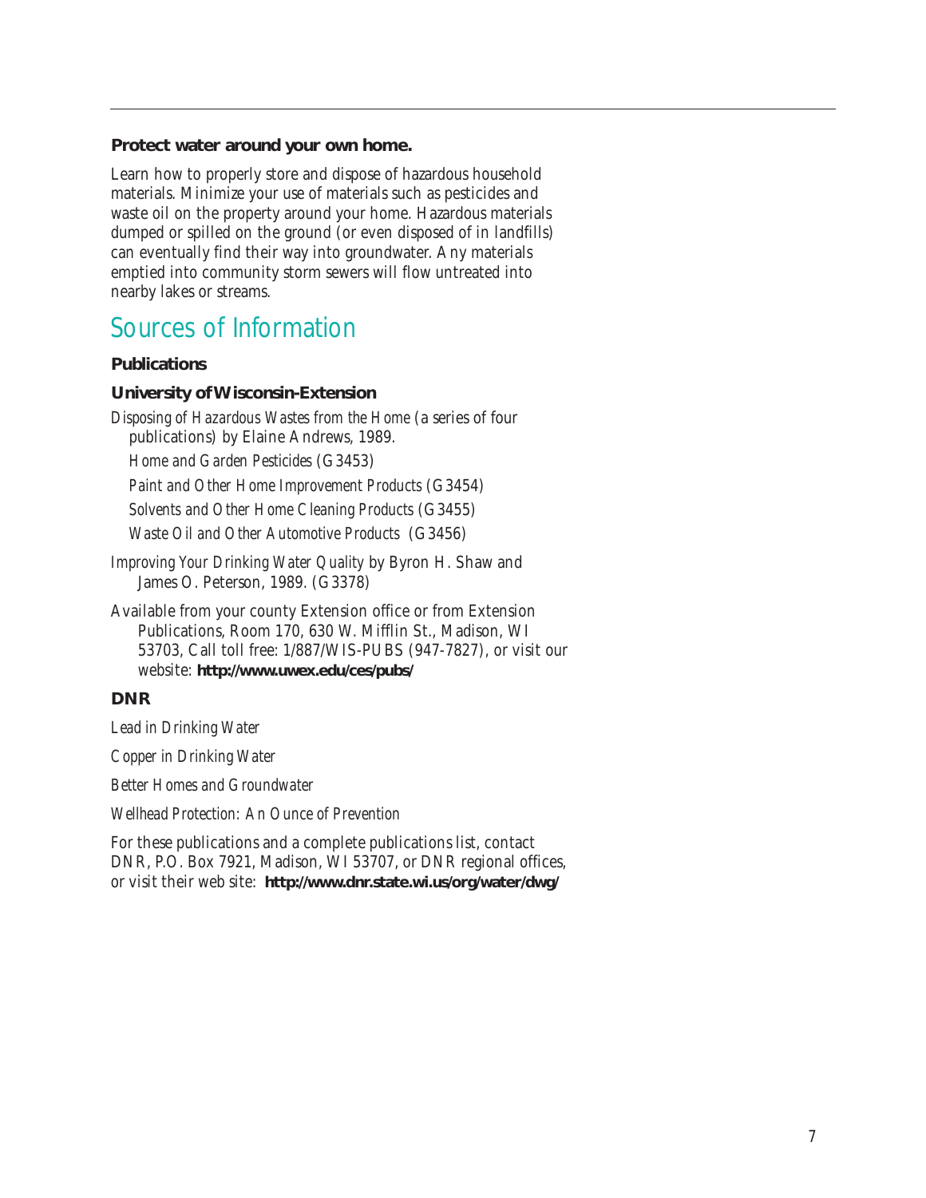**Protect water around your own home.**

Learn how to properly store and dispose of hazardous household materials. Minimize your use of materials such as pesticides and waste oil on the property around your home. Hazardous materials dumped or spilled on the ground (or even disposed of in landfills) can eventually find their way into groundwater. Any materials emptied into community storm sewers will flow untreated into nearby lakes or streams.

## Sources of Information

### Publications

#### University of Wisconsin-Extension

*Disposing of Hazardous Wastes from the Home* (a series of four publications) by Elaine Andrews, 1989.

- *Home and Garden Pesticides* (G3453)
- *Paint and Other Home Improvement Products* (G3454)
- *Solvents and Other Home Cleaning Products* (G3455)
- *Waste Oil and Other Automotive Products* (G3456)

*Improving Your Drinking Water Quality* by Byron H. Shaw and James O. Peterson, 1989. (G3378)

Available from your county Extension office or from Extension Publications, Room 170, 630 W. Mifflin St., Madison, WI 53703, Call toll free: 1/887/WIS-PUBS (947-7827), or visit our website: **http://www.uwex.edu/ces/pubs/**

#### DNR

*Lead in Drinking Water*

*Copper in Drinking Water*

*Better Homes and Groundwater*

*Wellhead Protection: An Ounce of Prevention*

For these publications and a complete publications list, contact DNR, P.O. Box 7921, Madison, WI 53707, or DNR regional offices, or visit their web site: **http://www.dnr.state.wi.us/org/water/dwg/**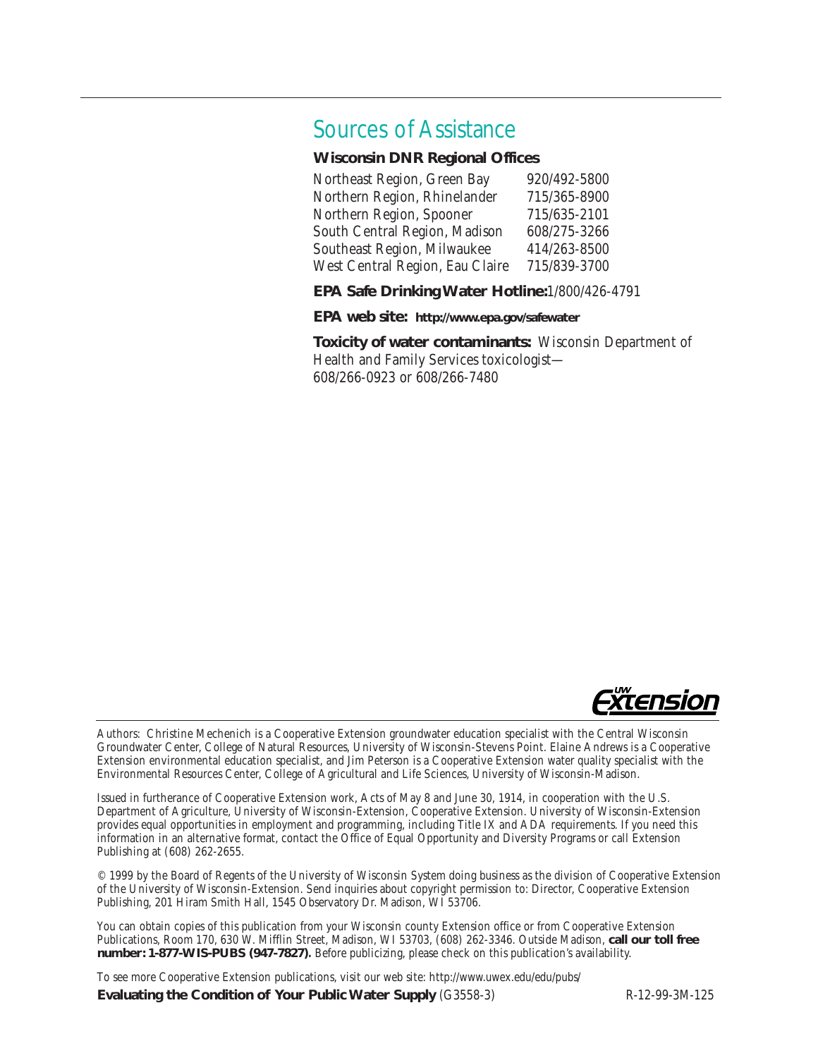## Sources of Assistance

**Wisconsin DNR Regional Offices**

| | |
|---|---|
| Northeast Region, Green Bay | 920/492-5800 |
| Northern Region, Rhinelander | 715/365-8900 |
| Northern Region, Spooner | 715/635-2101 |
| South Central Region, Madison | 608/275-3266 |
| Southeast Region, Milwaukee | 414/263-8500 |
| West Central Region, Eau Claire | 715/839-3700 |

**EPA Safe Drinking Water Hotline:** 1/800/426-4791

**EPA web site:** **http://www.epa.gov/safewater**

**Toxicity of water contaminants:** Wisconsin Department of Health and Family Services toxicologist—608/266-0923 or 608/266-7480

UW Extension

Authors: Christine Mechenich is a Cooperative Extension groundwater education specialist with the Central Wisconsin Groundwater Center, College of Natural Resources, University of Wisconsin-Stevens Point. Elaine Andrews is a Cooperative Extension environmental education specialist, and Jim Peterson is a Cooperative Extension water quality specialist with the Environmental Resources Center, College of Agricultural and Life Sciences, University of Wisconsin-Madison.

Issued in furtherance of Cooperative Extension work, Acts of May 8 and June 30, 1914, in cooperation with the U.S. Department of Agriculture, University of Wisconsin-Extension, Cooperative Extension. University of Wisconsin-Extension provides equal opportunities in employment and programming, including Title IX and ADA requirements. If you need this information in an alternative format, contact the Office of Equal Opportunity and Diversity Programs or call Extension Publishing at (608) 262-2655.

© 1999 by the Board of Regents of the University of Wisconsin System doing business as the division of Cooperative Extension of the University of Wisconsin-Extension. Send inquiries about copyright permission to: Director, Cooperative Extension Publishing, 201 Hiram Smith Hall, 1545 Observatory Dr. Madison, WI 53706.

You can obtain copies of this publication from your Wisconsin county Extension office or from Cooperative Extension Publications, Room 170, 630 W. Mifflin Street, Madison, WI 53703, (608) 262-3346. Outside Madison, **call our toll free number: 1-877-WIS-PUBS (947-7827).** Before publicizing, please check on this publication's availability.

To see more Cooperative Extension publications, visit our web site: http://www.uwex.edu/edu/pubs/

**Evaluating the Condition of Your Public Water Supply** (G3558-3) R-12-99-3M-125